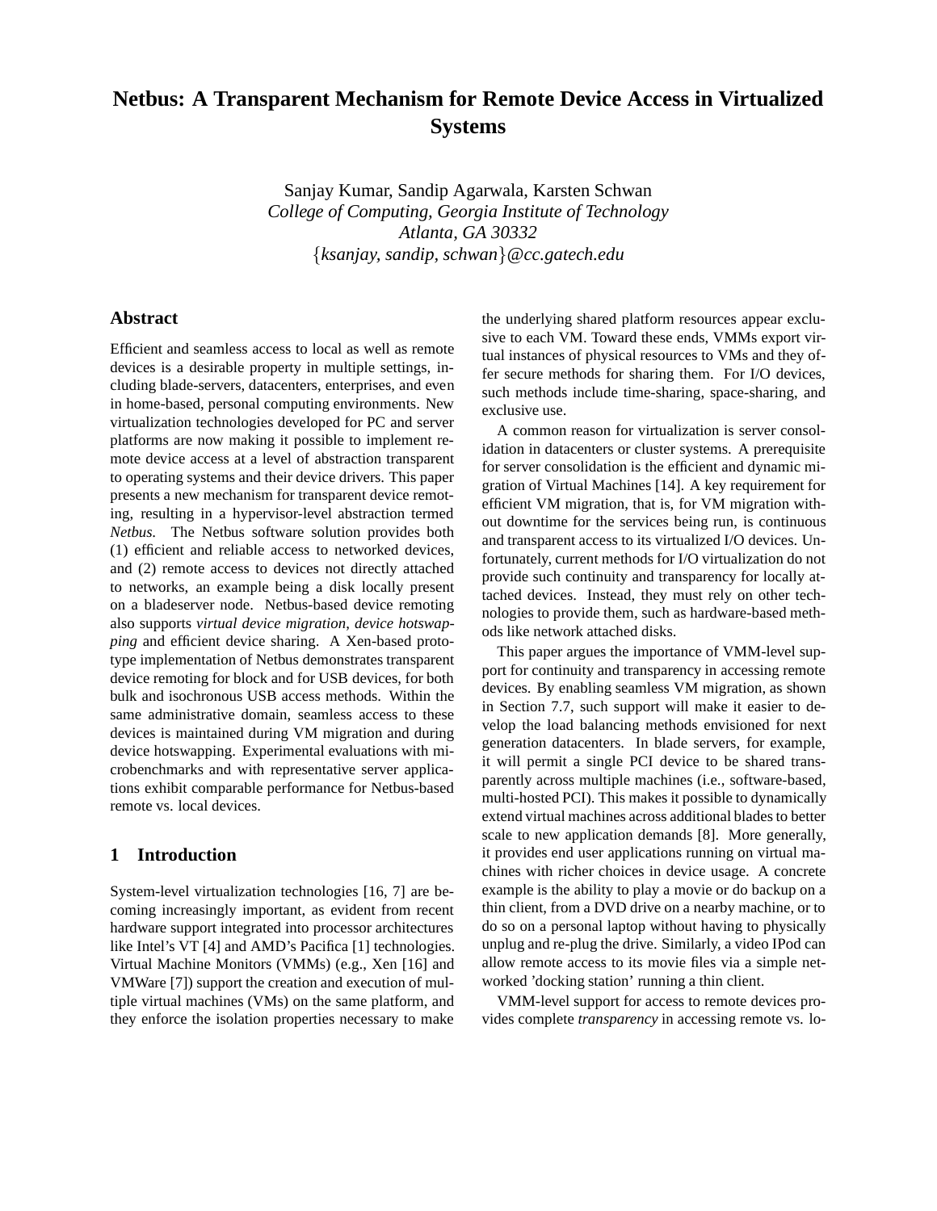# Netbus: A Transparent Mechanism for Remote Device Access in Virtualized Systems

Sanjay Kumar, Sandip Agarwala, Karsten Schwan
*College of Computing, Georgia Institute of Technology*
*Atlanta, GA 30332*
{*ksanjay, sandip, schwan*}*@cc.gatech.edu*

## Abstract

Efficient and seamless access to local as well as remote devices is a desirable property in multiple settings, including blade-servers, datacenters, enterprises, and even in home-based, personal computing environments. New virtualization technologies developed for PC and server platforms are now making it possible to implement remote device access at a level of abstraction transparent to operating systems and their device drivers. This paper presents a new mechanism for transparent device remoting, resulting in a hypervisor-level abstraction termed *Netbus*. The Netbus software solution provides both (1) efficient and reliable access to networked devices, and (2) remote access to devices not directly attached to networks, an example being a disk locally present on a bladeserver node. Netbus-based device remoting also supports *virtual device migration*, *device hotswapping* and efficient device sharing. A Xen-based prototype implementation of Netbus demonstrates transparent device remoting for block and for USB devices, for both bulk and isochronous USB access methods. Within the same administrative domain, seamless access to these devices is maintained during VM migration and during device hotswapping. Experimental evaluations with microbenchmarks and with representative server applications exhibit comparable performance for Netbus-based remote vs. local devices.

## 1 Introduction

System-level virtualization technologies [16, 7] are becoming increasingly important, as evident from recent hardware support integrated into processor architectures like Intel's VT [4] and AMD's Pacifica [1] technologies. Virtual Machine Monitors (VMMs) (e.g., Xen [16] and VMWare [7]) support the creation and execution of multiple virtual machines (VMs) on the same platform, and they enforce the isolation properties necessary to make the underlying shared platform resources appear exclusive to each VM. Toward these ends, VMMs export virtual instances of physical resources to VMs and they offer secure methods for sharing them. For I/O devices, such methods include time-sharing, space-sharing, and exclusive use.

A common reason for virtualization is server consolidation in datacenters or cluster systems. A prerequisite for server consolidation is the efficient and dynamic migration of Virtual Machines [14]. A key requirement for efficient VM migration, that is, for VM migration without downtime for the services being run, is continuous and transparent access to its virtualized I/O devices. Unfortunately, current methods for I/O virtualization do not provide such continuity and transparency for locally attached devices. Instead, they must rely on other technologies to provide them, such as hardware-based methods like network attached disks.

This paper argues the importance of VMM-level support for continuity and transparency in accessing remote devices. By enabling seamless VM migration, as shown in Section 7.7, such support will make it easier to develop the load balancing methods envisioned for next generation datacenters. In blade servers, for example, it will permit a single PCI device to be shared transparently across multiple machines (i.e., software-based, multi-hosted PCI). This makes it possible to dynamically extend virtual machines across additional blades to better scale to new application demands [8]. More generally, it provides end user applications running on virtual machines with richer choices in device usage. A concrete example is the ability to play a movie or do backup on a thin client, from a DVD drive on a nearby machine, or to do so on a personal laptop without having to physically unplug and re-plug the drive. Similarly, a video IPod can allow remote access to its movie files via a simple networked 'docking station' running a thin client.

VMM-level support for access to remote devices provides complete *transparency* in accessing remote vs. lo-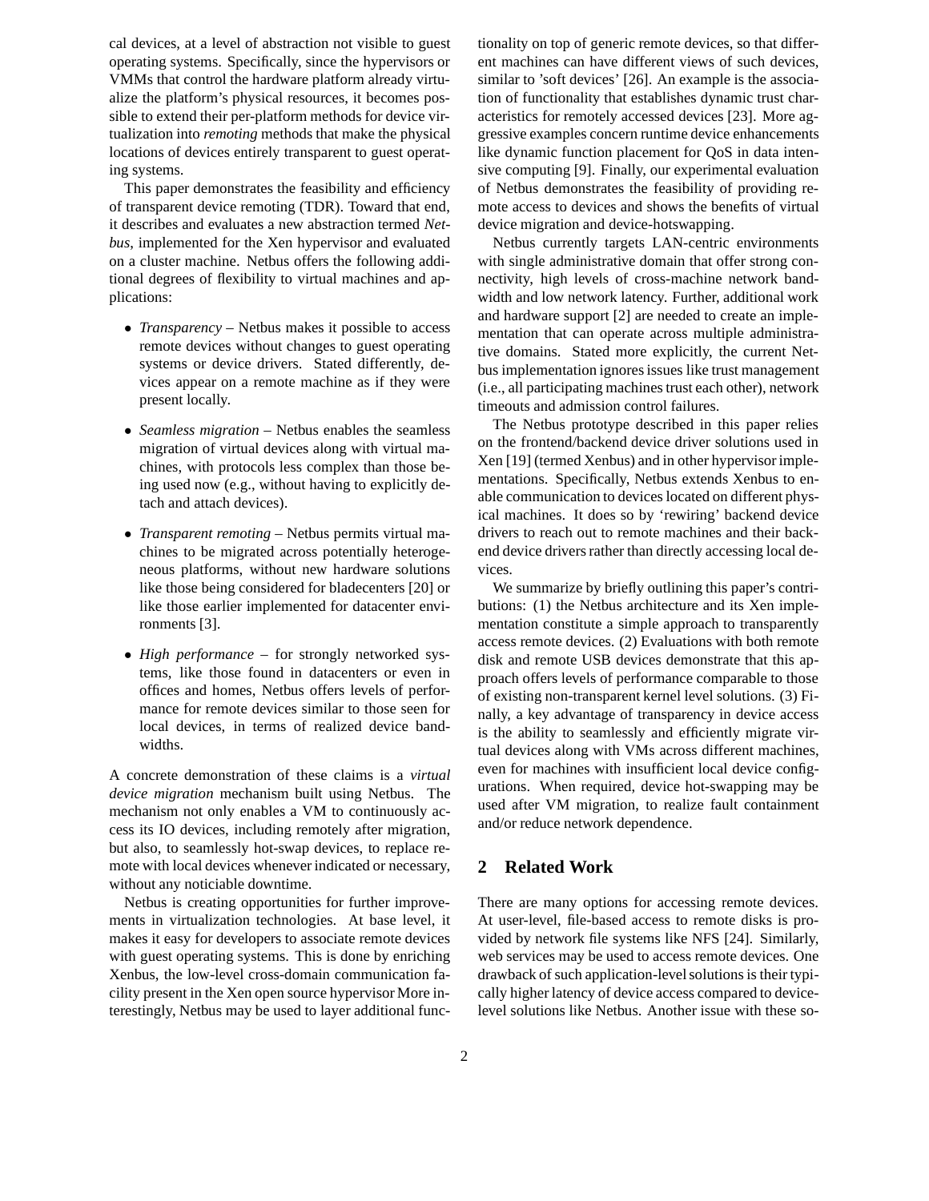cal devices, at a level of abstraction not visible to guest operating systems. Specifically, since the hypervisors or VMMs that control the hardware platform already virtualize the platform's physical resources, it becomes possible to extend their per-platform methods for device virtualization into *remoting* methods that make the physical locations of devices entirely transparent to guest operating systems.

This paper demonstrates the feasibility and efficiency of transparent device remoting (TDR). Toward that end, it describes and evaluates a new abstraction termed *Netbus*, implemented for the Xen hypervisor and evaluated on a cluster machine. Netbus offers the following additional degrees of flexibility to virtual machines and applications:

- *Transparency* – Netbus makes it possible to access remote devices without changes to guest operating systems or device drivers. Stated differently, devices appear on a remote machine as if they were present locally.
- *Seamless migration* – Netbus enables the seamless migration of virtual devices along with virtual machines, with protocols less complex than those being used now (e.g., without having to explicitly detach and attach devices).
- *Transparent remoting* – Netbus permits virtual machines to be migrated across potentially heterogeneous platforms, without new hardware solutions like those being considered for bladecenters [20] or like those earlier implemented for datacenter environments [3].
- *High performance* – for strongly networked systems, like those found in datacenters or even in offices and homes, Netbus offers levels of performance for remote devices similar to those seen for local devices, in terms of realized device bandwidths.

A concrete demonstration of these claims is a *virtual device migration* mechanism built using Netbus. The mechanism not only enables a VM to continuously access its IO devices, including remotely after migration, but also, to seamlessly hot-swap devices, to replace remote with local devices whenever indicated or necessary, without any noticiable downtime.

Netbus is creating opportunities for further improvements in virtualization technologies. At base level, it makes it easy for developers to associate remote devices with guest operating systems. This is done by enriching Xenbus, the low-level cross-domain communication facility present in the Xen open source hypervisor More interestingly, Netbus may be used to layer additional functionality on top of generic remote devices, so that different machines can have different views of such devices, similar to 'soft devices' [26]. An example is the association of functionality that establishes dynamic trust characteristics for remotely accessed devices [23]. More aggressive examples concern runtime device enhancements like dynamic function placement for QoS in data intensive computing [9]. Finally, our experimental evaluation of Netbus demonstrates the feasibility of providing remote access to devices and shows the benefits of virtual device migration and device-hotswapping.

Netbus currently targets LAN-centric environments with single administrative domain that offer strong connectivity, high levels of cross-machine network bandwidth and low network latency. Further, additional work and hardware support [2] are needed to create an implementation that can operate across multiple administrative domains. Stated more explicitly, the current Netbus implementation ignores issues like trust management (i.e., all participating machines trust each other), network timeouts and admission control failures.

The Netbus prototype described in this paper relies on the frontend/backend device driver solutions used in Xen [19] (termed Xenbus) and in other hypervisor implementations. Specifically, Netbus extends Xenbus to enable communication to devices located on different physical machines. It does so by 'rewiring' backend device drivers to reach out to remote machines and their backend device drivers rather than directly accessing local devices.

We summarize by briefly outlining this paper's contributions: (1) the Netbus architecture and its Xen implementation constitute a simple approach to transparently access remote devices. (2) Evaluations with both remote disk and remote USB devices demonstrate that this approach offers levels of performance comparable to those of existing non-transparent kernel level solutions. (3) Finally, a key advantage of transparency in device access is the ability to seamlessly and efficiently migrate virtual devices along with VMs across different machines, even for machines with insufficient local device configurations. When required, device hot-swapping may be used after VM migration, to realize fault containment and/or reduce network dependence.

## 2 Related Work

There are many options for accessing remote devices. At user-level, file-based access to remote disks is provided by network file systems like NFS [24]. Similarly, web services may be used to access remote devices. One drawback of such application-level solutions is their typically higher latency of device access compared to device-level solutions like Netbus. Another issue with these so-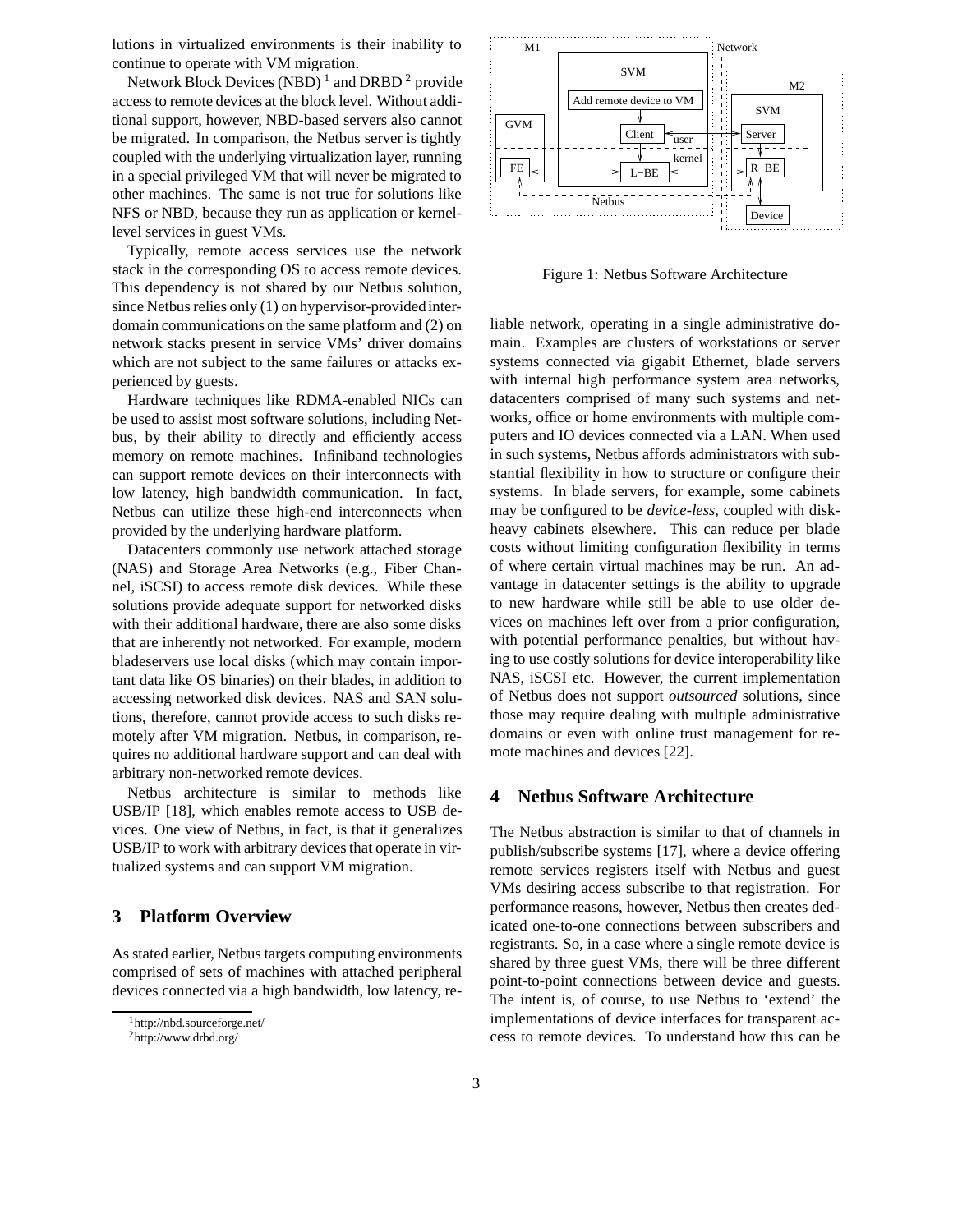lutions in virtualized environments is their inability to continue to operate with VM migration.

Network Block Devices (NBD) [1] and DRBD [2] provide access to remote devices at the block level. Without additional support, however, NBD-based servers also cannot be migrated. In comparison, the Netbus server is tightly coupled with the underlying virtualization layer, running in a special privileged VM that will never be migrated to other machines. The same is not true for solutions like NFS or NBD, because they run as application or kernel-level services in guest VMs.

Typically, remote access services use the network stack in the corresponding OS to access remote devices. This dependency is not shared by our Netbus solution, since Netbus relies only (1) on hypervisor-provided interdomain communications on the same platform and (2) on network stacks present in service VMs' driver domains which are not subject to the same failures or attacks experienced by guests.

Hardware techniques like RDMA-enabled NICs can be used to assist most software solutions, including Netbus, by their ability to directly and efficiently access memory on remote machines. Infiniband technologies can support remote devices on their interconnects with low latency, high bandwidth communication. In fact, Netbus can utilize these high-end interconnects when provided by the underlying hardware platform.

Datacenters commonly use network attached storage (NAS) and Storage Area Networks (e.g., Fiber Channel, iSCSI) to access remote disk devices. While these solutions provide adequate support for networked disks with their additional hardware, there are also some disks that are inherently not networked. For example, modern bladeservers use local disks (which may contain important data like OS binaries) on their blades, in addition to accessing networked disk devices. NAS and SAN solutions, therefore, cannot provide access to such disks remotely after VM migration. Netbus, in comparison, requires no additional hardware support and can deal with arbitrary non-networked remote devices.

Netbus architecture is similar to methods like USB/IP [18], which enables remote access to USB devices. One view of Netbus, in fact, is that it generalizes USB/IP to work with arbitrary devices that operate in virtualized systems and can support VM migration.

## 3 Platform Overview

As stated earlier, Netbus targets computing environments comprised of sets of machines with attached peripheral devices connected via a high bandwidth, low latency, reliable network, operating in a single administrative domain. Examples are clusters of workstations or server systems connected via gigabit Ethernet, blade servers with internal high performance system area networks, datacenters comprised of many such systems and networks, office or home environments with multiple computers and IO devices connected via a LAN. When used in such systems, Netbus affords administrators with substantial flexibility in how to structure or configure their systems. In blade servers, for example, some cabinets may be configured to be *device-less*, coupled with disk-heavy cabinets elsewhere. This can reduce per blade costs without limiting configuration flexibility in terms of where certain virtual machines may be run. An advantage in datacenter settings is the ability to upgrade to new hardware while still be able to use older devices on machines left over from a prior configuration, with potential performance penalties, but without having to use costly solutions for device interoperability like NAS, iSCSI etc. However, the current implementation of Netbus does not support *outsourced* solutions, since those may require dealing with multiple administrative domains or even with online trust management for remote machines and devices [22].

Figure 1: Netbus Software Architecture

## 4 Netbus Software Architecture

The Netbus abstraction is similar to that of channels in publish/subscribe systems [17], where a device offering remote services registers itself with Netbus and guest VMs desiring access subscribe to that registration. For performance reasons, however, Netbus then creates dedicated one-to-one connections between subscribers and registrants. So, in a case where a single remote device is shared by three guest VMs, there will be three different point-to-point connections between device and guests. The intent is, of course, to use Netbus to 'extend' the implementations of device interfaces for transparent access to remote devices. To understand how this can be

[1] http://nbd.sourceforge.net/

[2] http://www.drbd.org/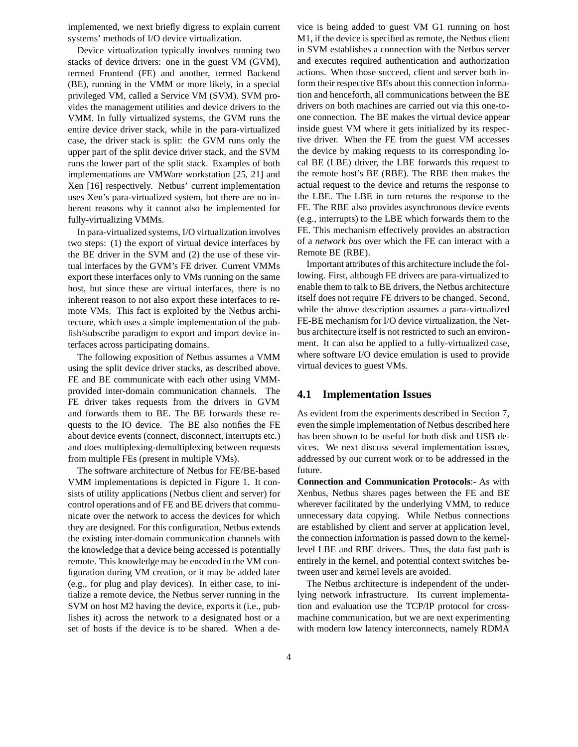implemented, we next briefly digress to explain current systems' methods of I/O device virtualization.

Device virtualization typically involves running two stacks of device drivers: one in the guest VM (GVM), termed Frontend (FE) and another, termed Backend (BE), running in the VMM or more likely, in a special privileged VM, called a Service VM (SVM). SVM provides the management utilities and device drivers to the VMM. In fully virtualized systems, the GVM runs the entire device driver stack, while in the para-virtualized case, the driver stack is split: the GVM runs only the upper part of the split device driver stack, and the SVM runs the lower part of the split stack. Examples of both implementations are VMWare workstation [25, 21] and Xen [16] respectively. Netbus' current implementation uses Xen's para-virtualized system, but there are no inherent reasons why it cannot also be implemented for fully-virtualizing VMMs.

In para-virtualized systems, I/O virtualization involves two steps: (1) the export of virtual device interfaces by the BE driver in the SVM and (2) the use of these virtual interfaces by the GVM's FE driver. Current VMMs export these interfaces only to VMs running on the same host, but since these are virtual interfaces, there is no inherent reason to not also export these interfaces to remote VMs. This fact is exploited by the Netbus architecture, which uses a simple implementation of the publish/subscribe paradigm to export and import device interfaces across participating domains.

The following exposition of Netbus assumes a VMM using the split device driver stacks, as described above. FE and BE communicate with each other using VMM-provided inter-domain communication channels. The FE driver takes requests from the drivers in GVM and forwards them to BE. The BE forwards these requests to the IO device. The BE also notifies the FE about device events (connect, disconnect, interrupts etc.) and does multiplexing-demultiplexing between requests from multiple FEs (present in multiple VMs).

The software architecture of Netbus for FE/BE-based VMM implementations is depicted in Figure 1. It consists of utility applications (Netbus client and server) for control operations and of FE and BE drivers that communicate over the network to access the devices for which they are designed. For this configuration, Netbus extends the existing inter-domain communication channels with the knowledge that a device being accessed is potentially remote. This knowledge may be encoded in the VM configuration during VM creation, or it may be added later (e.g., for plug and play devices). In either case, to initialize a remote device, the Netbus server running in the SVM on host M2 having the device, exports it (i.e., publishes it) across the network to a designated host or a set of hosts if the device is to be shared. When a device is being added to guest VM G1 running on host M1, if the device is specified as remote, the Netbus client in SVM establishes a connection with the Netbus server and executes required authentication and authorization actions. When those succeed, client and server both inform their respective BEs about this connection information and henceforth, all communications between the BE drivers on both machines are carried out via this one-to-one connection. The BE makes the virtual device appear inside guest VM where it gets initialized by its respective driver. When the FE from the guest VM accesses the device by making requests to its corresponding local BE (LBE) driver, the LBE forwards this request to the remote host's BE (RBE). The RBE then makes the actual request to the device and returns the response to the LBE. The LBE in turn returns the response to the FE. The RBE also provides asynchronous device events (e.g., interrupts) to the LBE which forwards them to the FE. This mechanism effectively provides an abstraction of a *network bus* over which the FE can interact with a Remote BE (RBE).

Important attributes of this architecture include the following. First, although FE drivers are para-virtualized to enable them to talk to BE drivers, the Netbus architecture itself does not require FE drivers to be changed. Second, while the above description assumes a para-virtualized FE-BE mechanism for I/O device virtualization, the Netbus architecture itself is not restricted to such an environment. It can also be applied to a fully-virtualized case, where software I/O device emulation is used to provide virtual devices to guest VMs.

## 4.1 Implementation Issues

As evident from the experiments described in Section 7, even the simple implementation of Netbus described here has been shown to be useful for both disk and USB devices. We next discuss several implementation issues, addressed by our current work or to be addressed in the future.

**Connection and Communication Protocols**:- As with Xenbus, Netbus shares pages between the FE and BE wherever facilitated by the underlying VMM, to reduce unnecessary data copying. While Netbus connections are established by client and server at application level, the connection information is passed down to the kernel-level LBE and RBE drivers. Thus, the data fast path is entirely in the kernel, and potential context switches between user and kernel levels are avoided.

The Netbus architecture is independent of the underlying network infrastructure. Its current implementation and evaluation use the TCP/IP protocol for cross-machine communication, but we are next experimenting with modern low latency interconnects, namely RDMA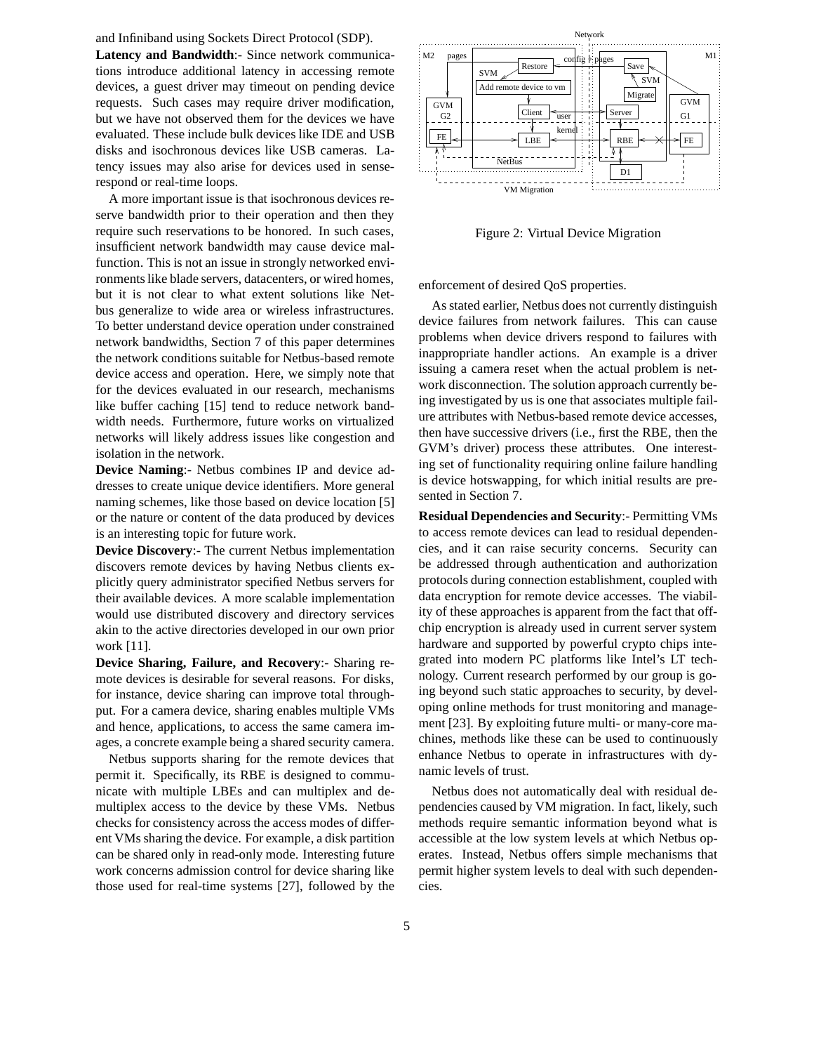and Infiniband using Sockets Direct Protocol (SDP).

**Latency and Bandwidth**:- Since network communications introduce additional latency in accessing remote devices, a guest driver may timeout on pending device requests. Such cases may require driver modification, but we have not observed them for the devices we have evaluated. These include bulk devices like IDE and USB disks and isochronous devices like USB cameras. Latency issues may also arise for devices used in sense-respond or real-time loops.

A more important issue is that isochronous devices reserve bandwidth prior to their operation and then they require such reservations to be honored. In such cases, insufficient network bandwidth may cause device malfunction. This is not an issue in strongly networked environments like blade servers, datacenters, or wired homes, but it is not clear to what extent solutions like Netbus generalize to wide area or wireless infrastructures. To better understand device operation under constrained network bandwidths, Section 7 of this paper determines the network conditions suitable for Netbus-based remote device access and operation. Here, we simply note that for the devices evaluated in our research, mechanisms like buffer caching [15] tend to reduce network bandwidth needs. Furthermore, future works on virtualized networks will likely address issues like congestion and isolation in the network.

**Device Naming**:- Netbus combines IP and device addresses to create unique device identifiers. More general naming schemes, like those based on device location [5] or the nature or content of the data produced by devices is an interesting topic for future work.

**Device Discovery**:- The current Netbus implementation discovers remote devices by having Netbus clients explicitly query administrator specified Netbus servers for their available devices. A more scalable implementation would use distributed discovery and directory services akin to the active directories developed in our own prior work [11].

**Device Sharing, Failure, and Recovery**:- Sharing remote devices is desirable for several reasons. For disks, for instance, device sharing can improve total throughput. For a camera device, sharing enables multiple VMs and hence, applications, to access the same camera images, a concrete example being a shared security camera.

Netbus supports sharing for the remote devices that permit it. Specifically, its RBE is designed to communicate with multiple LBEs and can multiplex and demultiplex access to the device by these VMs. Netbus checks for consistency across the access modes of different VMs sharing the device. For example, a disk partition can be shared only in read-only mode. Interesting future work concerns admission control for device sharing like those used for real-time systems [27], followed by the enforcement of desired QoS properties.

Figure 2: Virtual Device Migration

As stated earlier, Netbus does not currently distinguish device failures from network failures. This can cause problems when device drivers respond to failures with inappropriate handler actions. An example is a driver issuing a camera reset when the actual problem is network disconnection. The solution approach currently being investigated by us is one that associates multiple failure attributes with Netbus-based remote device accesses, then have successive drivers (i.e., first the RBE, then the GVM's driver) process these attributes. One interesting set of functionality requiring online failure handling is device hotswapping, for which initial results are presented in Section 7.

**Residual Dependencies and Security**:- Permitting VMs to access remote devices can lead to residual dependencies, and it can raise security concerns. Security can be addressed through authentication and authorization protocols during connection establishment, coupled with data encryption for remote device accesses. The viability of these approaches is apparent from the fact that off-chip encryption is already used in current server system hardware and supported by powerful crypto chips integrated into modern PC platforms like Intel's LT technology. Current research performed by our group is going beyond such static approaches to security, by developing online methods for trust monitoring and management [23]. By exploiting future multi- or many-core machines, methods like these can be used to continuously enhance Netbus to operate in infrastructures with dynamic levels of trust.

Netbus does not automatically deal with residual dependencies caused by VM migration. In fact, likely, such methods require semantic information beyond what is accessible at the low system levels at which Netbus operates. Instead, Netbus offers simple mechanisms that permit higher system levels to deal with such dependencies.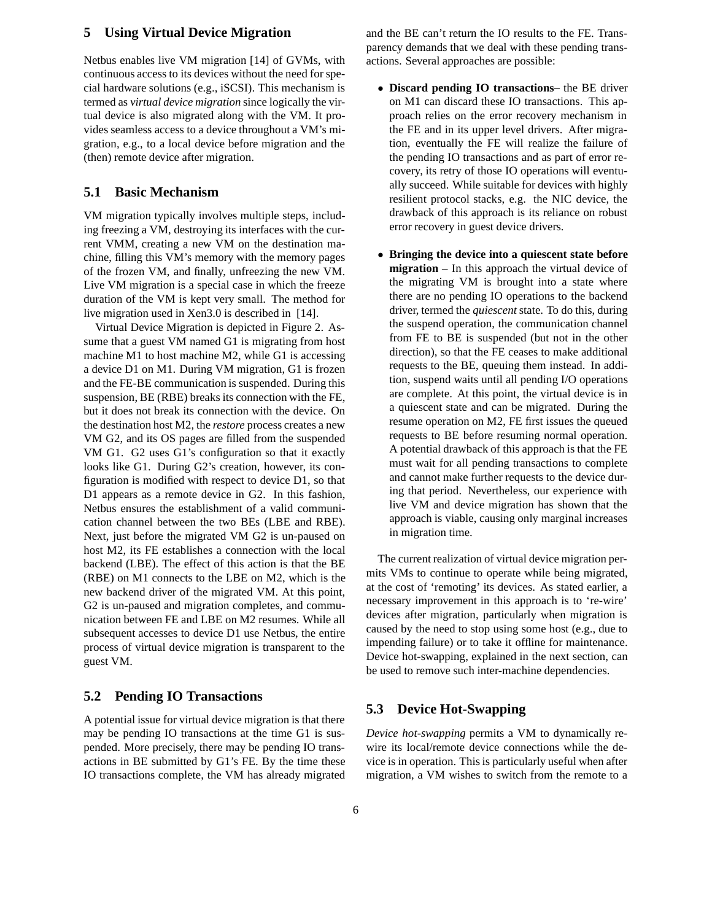## 5 Using Virtual Device Migration

Netbus enables live VM migration [14] of GVMs, with continuous access to its devices without the need for special hardware solutions (e.g., iSCSI). This mechanism is termed as *virtual device migration* since logically the virtual device is also migrated along with the VM. It provides seamless access to a device throughout a VM's migration, e.g., to a local device before migration and the (then) remote device after migration.

### 5.1 Basic Mechanism

VM migration typically involves multiple steps, including freezing a VM, destroying its interfaces with the current VMM, creating a new VM on the destination machine, filling this VM's memory with the memory pages of the frozen VM, and finally, unfreezing the new VM. Live VM migration is a special case in which the freeze duration of the VM is kept very small. The method for live migration used in Xen3.0 is described in [14].

Virtual Device Migration is depicted in Figure 2. Assume that a guest VM named G1 is migrating from host machine M1 to host machine M2, while G1 is accessing a device D1 on M1. During VM migration, G1 is frozen and the FE-BE communication is suspended. During this suspension, BE (RBE) breaks its connection with the FE, but it does not break its connection with the device. On the destination host M2, the *restore* process creates a new VM G2, and its OS pages are filled from the suspended VM G1. G2 uses G1's configuration so that it exactly looks like G1. During G2's creation, however, its configuration is modified with respect to device D1, so that D1 appears as a remote device in G2. In this fashion, Netbus ensures the establishment of a valid communication channel between the two BEs (LBE and RBE). Next, just before the migrated VM G2 is un-paused on host M2, its FE establishes a connection with the local backend (LBE). The effect of this action is that the BE (RBE) on M1 connects to the LBE on M2, which is the new backend driver of the migrated VM. At this point, G2 is un-paused and migration completes, and communication between FE and LBE on M2 resumes. While all subsequent accesses to device D1 use Netbus, the entire process of virtual device migration is transparent to the guest VM.

### 5.2 Pending IO Transactions

A potential issue for virtual device migration is that there may be pending IO transactions at the time G1 is suspended. More precisely, there may be pending IO transactions in BE submitted by G1's FE. By the time these IO transactions complete, the VM has already migrated and the BE can't return the IO results to the FE. Transparency demands that we deal with these pending transactions. Several approaches are possible:

- **Discard pending IO transactions**– the BE driver on M1 can discard these IO transactions. This approach relies on the error recovery mechanism in the FE and in its upper level drivers. After migration, eventually the FE will realize the failure of the pending IO transactions and as part of error recovery, its retry of those IO operations will eventually succeed. While suitable for devices with highly resilient protocol stacks, e.g. the NIC device, the drawback of this approach is its reliance on robust error recovery in guest device drivers.

- **Bringing the device into a quiescent state before migration** – In this approach the virtual device of the migrating VM is brought into a state where there are no pending IO operations to the backend driver, termed the *quiescent* state. To do this, during the suspend operation, the communication channel from FE to BE is suspended (but not in the other direction), so that the FE ceases to make additional requests to the BE, queuing them instead. In addition, suspend waits until all pending I/O operations are complete. At this point, the virtual device is in a quiescent state and can be migrated. During the resume operation on M2, FE first issues the queued requests to BE before resuming normal operation. A potential drawback of this approach is that the FE must wait for all pending transactions to complete and cannot make further requests to the device during that period. Nevertheless, our experience with live VM and device migration has shown that the approach is viable, causing only marginal increases in migration time.

The current realization of virtual device migration permits VMs to continue to operate while being migrated, at the cost of 'remoting' its devices. As stated earlier, a necessary improvement in this approach is to 're-wire' devices after migration, particularly when migration is caused by the need to stop using some host (e.g., due to impending failure) or to take it offline for maintenance. Device hot-swapping, explained in the next section, can be used to remove such inter-machine dependencies.

### 5.3 Device Hot-Swapping

*Device hot-swapping* permits a VM to dynamically re-wire its local/remote device connections while the device is in operation. This is particularly useful when after migration, a VM wishes to switch from the remote to a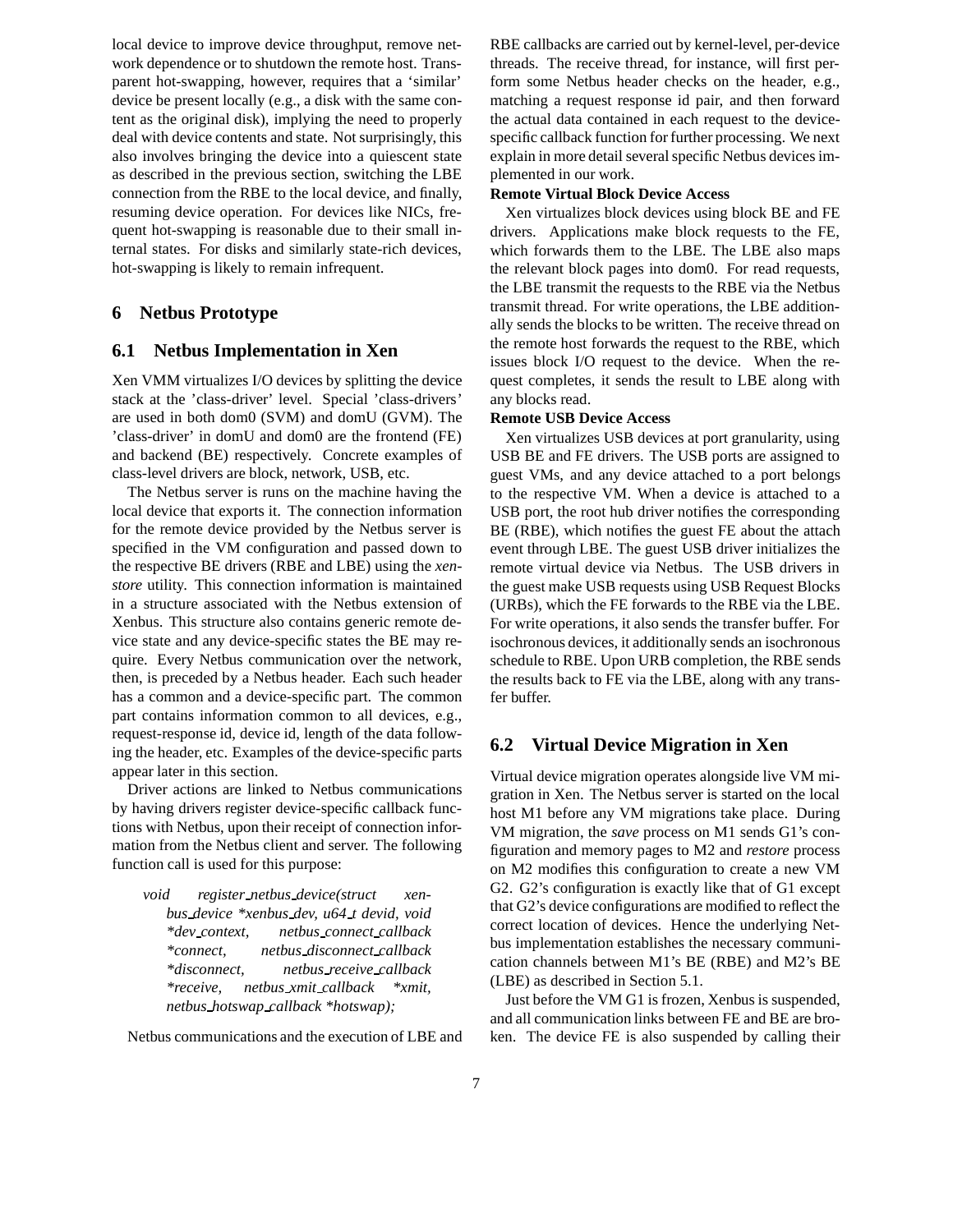local device to improve device throughput, remove network dependence or to shutdown the remote host. Transparent hot-swapping, however, requires that a 'similar' device be present locally (e.g., a disk with the same content as the original disk), implying the need to properly deal with device contents and state. Not surprisingly, this also involves bringing the device into a quiescent state as described in the previous section, switching the LBE connection from the RBE to the local device, and finally, resuming device operation. For devices like NICs, frequent hot-swapping is reasonable due to their small internal states. For disks and similarly state-rich devices, hot-swapping is likely to remain infrequent.

## 6 Netbus Prototype

### 6.1 Netbus Implementation in Xen

Xen VMM virtualizes I/O devices by splitting the device stack at the 'class-driver' level. Special 'class-drivers' are used in both dom0 (SVM) and domU (GVM). The 'class-driver' in domU and dom0 are the frontend (FE) and backend (BE) respectively. Concrete examples of class-level drivers are block, network, USB, etc.

The Netbus server is runs on the machine having the local device that exports it. The connection information for the remote device provided by the Netbus server is specified in the VM configuration and passed down to the respective BE drivers (RBE and LBE) using the *xenstore* utility. This connection information is maintained in a structure associated with the Netbus extension of Xenbus. This structure also contains generic remote device state and any device-specific states the BE may require. Every Netbus communication over the network, then, is preceded by a Netbus header. Each such header has a common and a device-specific part. The common part contains information common to all devices, e.g., request-response id, device id, length of the data following the header, etc. Examples of the device-specific parts appear later in this section.

Driver actions are linked to Netbus communications by having drivers register device-specific callback functions with Netbus, upon their receipt of connection information from the Netbus client and server. The following function call is used for this purpose:

*void register_netbus_device(struct xenbus_device *xenbus_dev, u64_t devid, void *dev_context, netbus_connect_callback *connect, netbus_disconnect_callback *disconnect, netbus_receive_callback *receive, netbus_xmit_callback *xmit, netbus_hotswap_callback *hotswap);*

Netbus communications and the execution of LBE and RBE callbacks are carried out by kernel-level, per-device threads. The receive thread, for instance, will first perform some Netbus header checks on the header, e.g., matching a request response id pair, and then forward the actual data contained in each request to the device-specific callback function for further processing. We next explain in more detail several specific Netbus devices implemented in our work.

**Remote Virtual Block Device Access**

Xen virtualizes block devices using block BE and FE drivers. Applications make block requests to the FE, which forwards them to the LBE. The LBE also maps the relevant block pages into dom0. For read requests, the LBE transmit the requests to the RBE via the Netbus transmit thread. For write operations, the LBE additionally sends the blocks to be written. The receive thread on the remote host forwards the request to the RBE, which issues block I/O request to the device. When the request completes, it sends the result to LBE along with any blocks read.

**Remote USB Device Access**

Xen virtualizes USB devices at port granularity, using USB BE and FE drivers. The USB ports are assigned to guest VMs, and any device attached to a port belongs to the respective VM. When a device is attached to a USB port, the root hub driver notifies the corresponding BE (RBE), which notifies the guest FE about the attach event through LBE. The guest USB driver initializes the remote virtual device via Netbus. The USB drivers in the guest make USB requests using USB Request Blocks (URBs), which the FE forwards to the RBE via the LBE. For write operations, it also sends the transfer buffer. For isochronous devices, it additionally sends an isochronous schedule to RBE. Upon URB completion, the RBE sends the results back to FE via the LBE, along with any transfer buffer.

### 6.2 Virtual Device Migration in Xen

Virtual device migration operates alongside live VM migration in Xen. The Netbus server is started on the local host M1 before any VM migrations take place. During VM migration, the *save* process on M1 sends G1's configuration and memory pages to M2 and *restore* process on M2 modifies this configuration to create a new VM G2. G2's configuration is exactly like that of G1 except that G2's device configurations are modified to reflect the correct location of devices. Hence the underlying Netbus implementation establishes the necessary communication channels between M1's BE (RBE) and M2's BE (LBE) as described in Section 5.1.

Just before the VM G1 is frozen, Xenbus is suspended, and all communication links between FE and BE are broken. The device FE is also suspended by calling their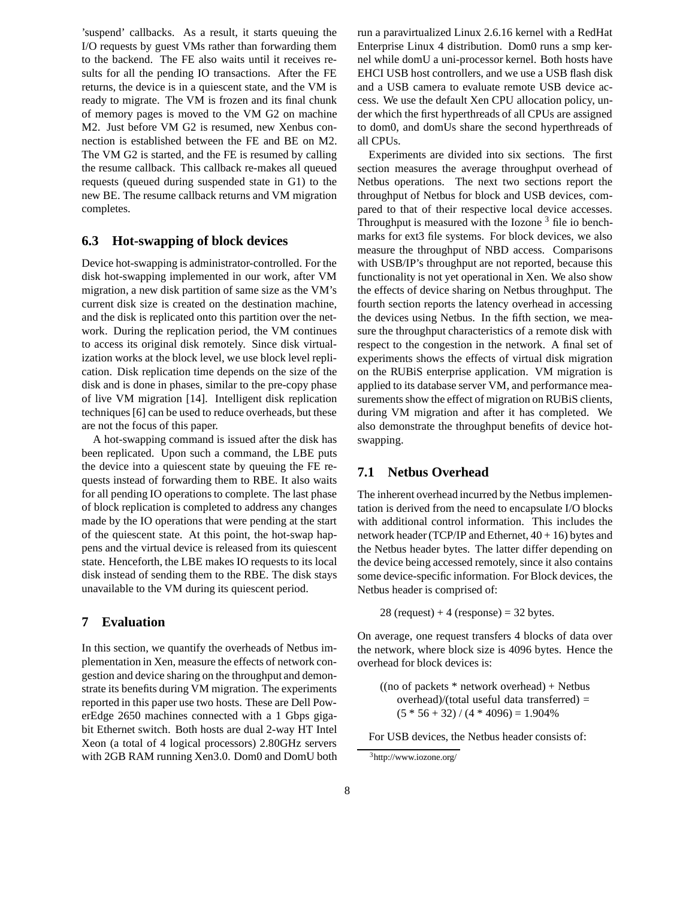'suspend' callbacks. As a result, it starts queuing the I/O requests by guest VMs rather than forwarding them to the backend. The FE also waits until it receives results for all the pending IO transactions. After the FE returns, the device is in a quiescent state, and the VM is ready to migrate. The VM is frozen and its final chunk of memory pages is moved to the VM G2 on machine M2. Just before VM G2 is resumed, new Xenbus connection is established between the FE and BE on M2. The VM G2 is started, and the FE is resumed by calling the resume callback. This callback re-makes all queued requests (queued during suspended state in G1) to the new BE. The resume callback returns and VM migration completes.

### 6.3 Hot-swapping of block devices

Device hot-swapping is administrator-controlled. For the disk hot-swapping implemented in our work, after VM migration, a new disk partition of same size as the VM's current disk size is created on the destination machine, and the disk is replicated onto this partition over the network. During the replication period, the VM continues to access its original disk remotely. Since disk virtualization works at the block level, we use block level replication. Disk replication time depends on the size of the disk and is done in phases, similar to the pre-copy phase of live VM migration [14]. Intelligent disk replication techniques [6] can be used to reduce overheads, but these are not the focus of this paper.

A hot-swapping command is issued after the disk has been replicated. Upon such a command, the LBE puts the device into a quiescent state by queuing the FE requests instead of forwarding them to RBE. It also waits for all pending IO operations to complete. The last phase of block replication is completed to address any changes made by the IO operations that were pending at the start of the quiescent state. At this point, the hot-swap happens and the virtual device is released from its quiescent state. Henceforth, the LBE makes IO requests to its local disk instead of sending them to the RBE. The disk stays unavailable to the VM during its quiescent period.

## 7 Evaluation

In this section, we quantify the overheads of Netbus implementation in Xen, measure the effects of network congestion and device sharing on the throughput and demonstrate its benefits during VM migration. The experiments reported in this paper use two hosts. These are Dell PowerEdge 2650 machines connected with a 1 Gbps gigabit Ethernet switch. Both hosts are dual 2-way HT Intel Xeon (a total of 4 logical processors) 2.80GHz servers with 2GB RAM running Xen3.0. Dom0 and DomU both run a paravirtualized Linux 2.6.16 kernel with a RedHat Enterprise Linux 4 distribution. Dom0 runs a smp kernel while domU a uni-processor kernel. Both hosts have EHCI USB host controllers, and we use a USB flash disk and a USB camera to evaluate remote USB device access. We use the default Xen CPU allocation policy, under which the first hyperthreads of all CPUs are assigned to dom0, and domUs share the second hyperthreads of all CPUs.

Experiments are divided into six sections. The first section measures the average throughput overhead of Netbus operations. The next two sections report the throughput of Netbus for block and USB devices, compared to that of their respective local device accesses. Throughput is measured with the Iozone [3] file io benchmarks for ext3 file systems. For block devices, we also measure the throughput of NBD access. Comparisons with USB/IP's throughput are not reported, because this functionality is not yet operational in Xen. We also show the effects of device sharing on Netbus throughput. The fourth section reports the latency overhead in accessing the devices using Netbus. In the fifth section, we measure the throughput characteristics of a remote disk with respect to the congestion in the network. A final set of experiments shows the effects of virtual disk migration on the RUBiS enterprise application. VM migration is applied to its database server VM, and performance measurements show the effect of migration on RUBiS clients, during VM migration and after it has completed. We also demonstrate the throughput benefits of device hot-swapping.

### 7.1 Netbus Overhead

The inherent overhead incurred by the Netbus implementation is derived from the need to encapsulate I/O blocks with additional control information. This includes the network header (TCP/IP and Ethernet, 40 + 16) bytes and the Netbus header bytes. The latter differ depending on the device being accessed remotely, since it also contains some device-specific information. For Block devices, the Netbus header is comprised of:

28 (request) + 4 (response) = 32 bytes.

On average, one request transfers 4 blocks of data over the network, where block size is 4096 bytes. Hence the overhead for block devices is:

((no of packets * network overhead) + Netbus overhead)/(total useful data transferred) = $(5 * 56 + 32) / (4 * 4096) = 1.904\%$

For USB devices, the Netbus header consists of:

[3] http://www.iozone.org/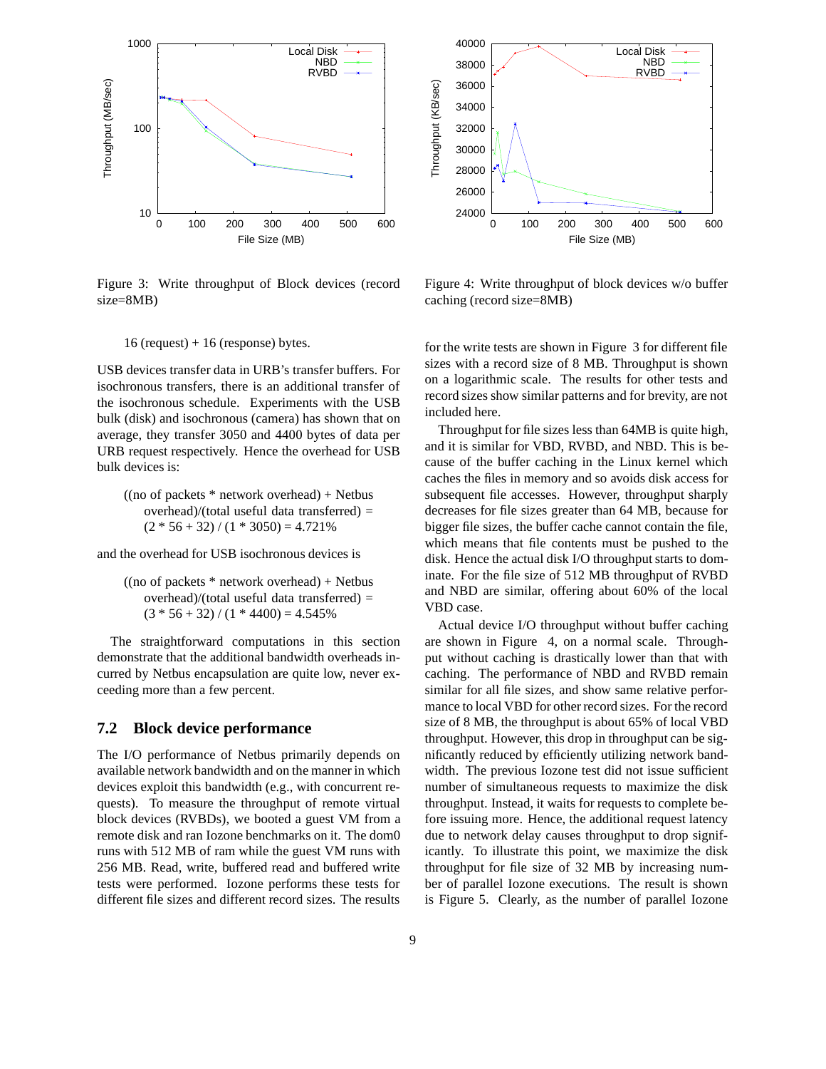Figure 3: Write throughput of Block devices (record size=8MB)

Figure 4: Write throughput of block devices w/o buffer caching (record size=8MB)

16 (request) + 16 (response) bytes.

USB devices transfer data in URB's transfer buffers. For isochronous transfers, there is an additional transfer of the isochronous schedule. Experiments with the USB bulk (disk) and isochronous (camera) has shown that on average, they transfer 3050 and 4400 bytes of data per URB request respectively. Hence the overhead for USB bulk devices is:

((no of packets * network overhead) + Netbus overhead)/(total useful data transferred) = (2 * 56 + 32) / (1 * 3050) = 4.721%

and the overhead for USB isochronous devices is

((no of packets * network overhead) + Netbus overhead)/(total useful data transferred) = (3 * 56 + 32) / (1 * 4400) = 4.545%

The straightforward computations in this section demonstrate that the additional bandwidth overheads incurred by Netbus encapsulation are quite low, never exceeding more than a few percent.

## 7.2 Block device performance

The I/O performance of Netbus primarily depends on available network bandwidth and on the manner in which devices exploit this bandwidth (e.g., with concurrent requests). To measure the throughput of remote virtual block devices (RVBDs), we booted a guest VM from a remote disk and ran Iozone benchmarks on it. The dom0 runs with 512 MB of ram while the guest VM runs with 256 MB. Read, write, buffered read and buffered write tests were performed. Iozone performs these tests for different file sizes and different record sizes. The results for the write tests are shown in Figure 3 for different file sizes with a record size of 8 MB. Throughput is shown on a logarithmic scale. The results for other tests and record sizes show similar patterns and for brevity, are not included here.

Throughput for file sizes less than 64MB is quite high, and it is similar for VBD, RVBD, and NBD. This is because of the buffer caching in the Linux kernel which caches the files in memory and so avoids disk access for subsequent file accesses. However, throughput sharply decreases for file sizes greater than 64 MB, because for bigger file sizes, the buffer cache cannot contain the file, which means that file contents must be pushed to the disk. Hence the actual disk I/O throughput starts to dominate. For the file size of 512 MB throughput of RVBD and NBD are similar, offering about 60% of the local VBD case.

Actual device I/O throughput without buffer caching are shown in Figure 4, on a normal scale. Throughput without caching is drastically lower than that with caching. The performance of NBD and RVBD remain similar for all file sizes, and show same relative performance to local VBD for other record sizes. For the record size of 8 MB, the throughput is about 65% of local VBD throughput. However, this drop in throughput can be significantly reduced by efficiently utilizing network bandwidth. The previous Iozone test did not issue sufficient number of simultaneous requests to maximize the disk throughput. Instead, it waits for requests to complete before issuing more. Hence, the additional request latency due to network delay causes throughput to drop significantly. To illustrate this point, we maximize the disk throughput for file size of 32 MB by increasing number of parallel Iozone executions. The result is shown is Figure 5. Clearly, as the number of parallel Iozone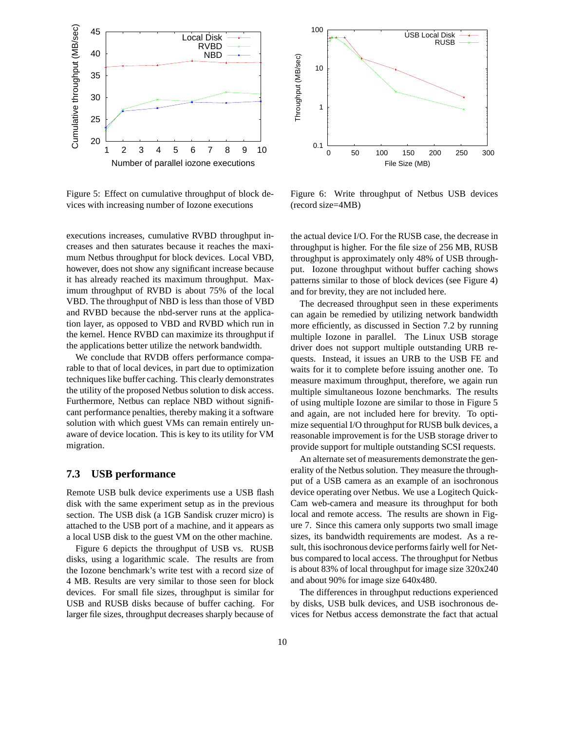Figure 5: Effect on cumulative throughput of block devices with increasing number of Iozone executions

Figure 6: Write throughput of Netbus USB devices (record size=4MB)

executions increases, cumulative RVBD throughput increases and then saturates because it reaches the maximum Netbus throughput for block devices. Local VBD, however, does not show any significant increase because it has already reached its maximum throughput. Maximum throughput of RVBD is about 75% of the local VBD. The throughput of NBD is less than those of VBD and RVBD because the nbd-server runs at the application layer, as opposed to VBD and RVBD which run in the kernel. Hence RVBD can maximize its throughput if the applications better utilize the network bandwidth.

We conclude that RVDB offers performance comparable to that of local devices, in part due to optimization techniques like buffer caching. This clearly demonstrates the utility of the proposed Netbus solution to disk access. Furthermore, Netbus can replace NBD without significant performance penalties, thereby making it a software solution with which guest VMs can remain entirely unaware of device location. This is key to its utility for VM migration.

## 7.3 USB performance

Remote USB bulk device experiments use a USB flash disk with the same experiment setup as in the previous section. The USB disk (a 1GB Sandisk cruzer micro) is attached to the USB port of a machine, and it appears as a local USB disk to the guest VM on the other machine.

Figure 6 depicts the throughput of USB vs. RUSB disks, using a logarithmic scale. The results are from the Iozone benchmark's write test with a record size of 4 MB. Results are very similar to those seen for block devices. For small file sizes, throughput is similar for USB and RUSB disks because of buffer caching. For larger file sizes, throughput decreases sharply because of the actual device I/O. For the RUSB case, the decrease in throughput is higher. For the file size of 256 MB, RUSB throughput is approximately only 48% of USB throughput. Iozone throughput without buffer caching shows patterns similar to those of block devices (see Figure 4) and for brevity, they are not included here.

The decreased throughput seen in these experiments can again be remedied by utilizing network bandwidth more efficiently, as discussed in Section 7.2 by running multiple Iozone in parallel. The Linux USB storage driver does not support multiple outstanding URB requests. Instead, it issues an URB to the USB FE and waits for it to complete before issuing another one. To measure maximum throughput, therefore, we again run multiple simultaneous Iozone benchmarks. The results of using multiple Iozone are similar to those in Figure 5 and again, are not included here for brevity. To optimize sequential I/O throughput for RUSB bulk devices, a reasonable improvement is for the USB storage driver to provide support for multiple outstanding SCSI requests.

An alternate set of measurements demonstrate the generality of the Netbus solution. They measure the throughput of a USB camera as an example of an isochronous device operating over Netbus. We use a Logitech QuickCam web-camera and measure its throughput for both local and remote access. The results are shown in Figure 7. Since this camera only supports two small image sizes, its bandwidth requirements are modest. As a result, this isochronous device performs fairly well for Netbus compared to local access. The throughput for Netbus is about 83% of local throughput for image size 320x240 and about 90% for image size 640x480.

The differences in throughput reductions experienced by disks, USB bulk devices, and USB isochronous devices for Netbus access demonstrate the fact that actual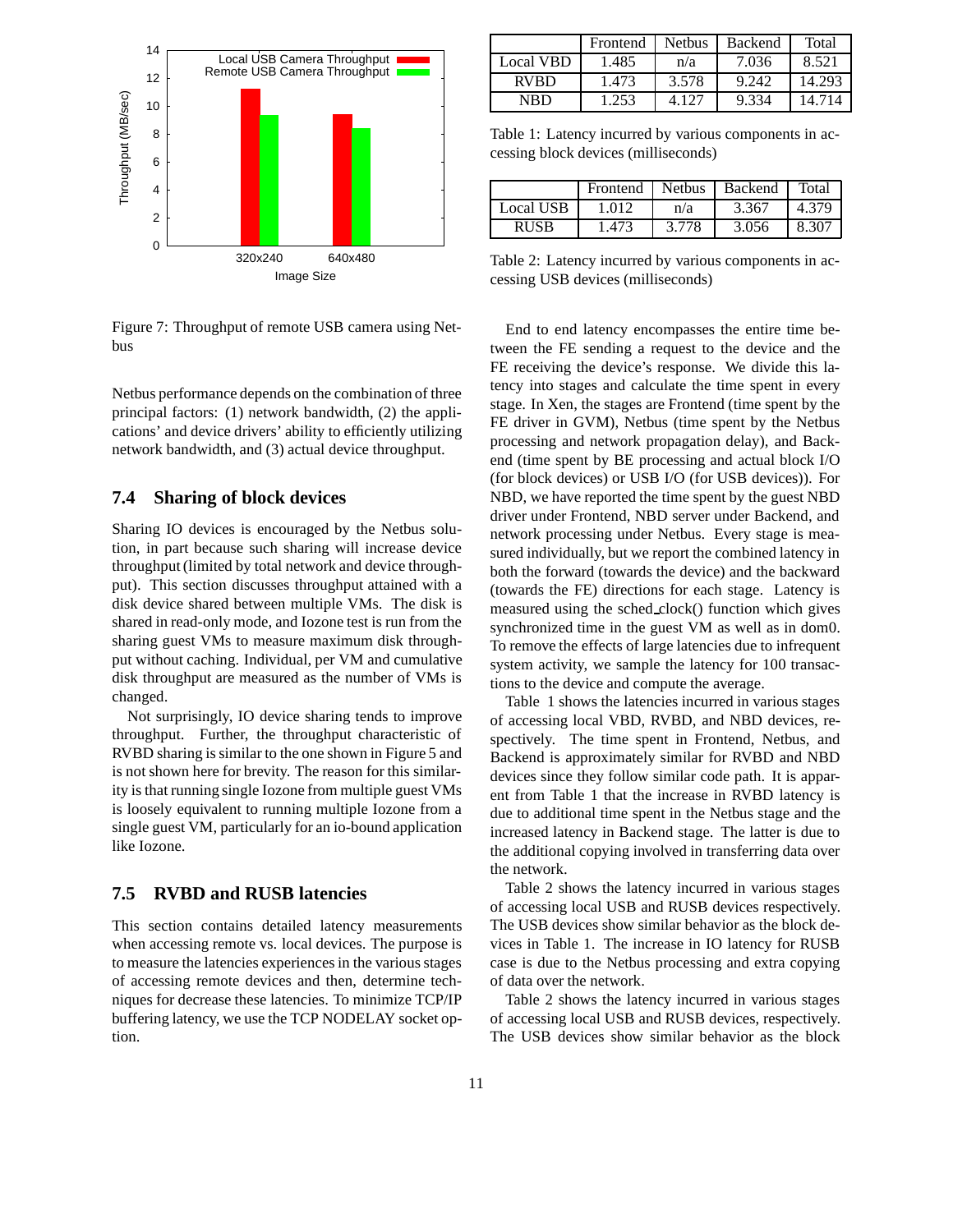Figure 7: Throughput of remote USB camera using Netbus

Netbus performance depends on the combination of three principal factors: (1) network bandwidth, (2) the applications' and device drivers' ability to efficiently utilizing network bandwidth, and (3) actual device throughput.

## 7.4 Sharing of block devices

Sharing IO devices is encouraged by the Netbus solution, in part because such sharing will increase device throughput (limited by total network and device throughput). This section discusses throughput attained with a disk device shared between multiple VMs. The disk is shared in read-only mode, and Iozone test is run from the sharing guest VMs to measure maximum disk throughput without caching. Individual, per VM and cumulative disk throughput are measured as the number of VMs is changed.

Not surprisingly, IO device sharing tends to improve throughput. Further, the throughput characteristic of RVBD sharing is similar to the one shown in Figure 5 and is not shown here for brevity. The reason for this similarity is that running single Iozone from multiple guest VMs is loosely equivalent to running multiple Iozone from a single guest VM, particularly for an io-bound application like Iozone.

## 7.5 RVBD and RUSB latencies

This section contains detailed latency measurements when accessing remote vs. local devices. The purpose is to measure the latencies experiences in the various stages of accessing remote devices and then, determine techniques for decrease these latencies. To minimize TCP/IP buffering latency, we use the TCP NODELAY socket option.

| | Frontend | Netbus | Backend | Total |
|---|---|---|---|---|
| Local VBD | 1.485 | n/a | 7.036 | 8.521 |
| RVBD | 1.473 | 3.578 | 9.242 | 14.293 |
| NBD | 1.253 | 4.127 | 9.334 | 14.714 |

Table 1: Latency incurred by various components in accessing block devices (milliseconds)

| | Frontend | Netbus | Backend | Total |
|---|---|---|---|---|
| Local USB | 1.012 | n/a | 3.367 | 4.379 |
| RUSB | 1.473 | 3.778 | 3.056 | 8.307 |

Table 2: Latency incurred by various components in accessing USB devices (milliseconds)

End to end latency encompasses the entire time between the FE sending a request to the device and the FE receiving the device's response. We divide this latency into stages and calculate the time spent in every stage. In Xen, the stages are Frontend (time spent by the FE driver in GVM), Netbus (time spent by the Netbus processing and network propagation delay), and Backend (time spent by BE processing and actual block I/O (for block devices) or USB I/O (for USB devices)). For NBD, we have reported the time spent by the guest NBD driver under Frontend, NBD server under Backend, and network processing under Netbus. Every stage is measured individually, but we report the combined latency in both the forward (towards the device) and the backward (towards the FE) directions for each stage. Latency is measured using the sched_clock() function which gives synchronized time in the guest VM as well as in dom0. To remove the effects of large latencies due to infrequent system activity, we sample the latency for 100 transactions to the device and compute the average.

Table 1 shows the latencies incurred in various stages of accessing local VBD, RVBD, and NBD devices, respectively. The time spent in Frontend, Netbus, and Backend is approximately similar for RVBD and NBD devices since they follow similar code path. It is apparent from Table 1 that the increase in RVBD latency is due to additional time spent in the Netbus stage and the increased latency in Backend stage. The latter is due to the additional copying involved in transferring data over the network.

Table 2 shows the latency incurred in various stages of accessing local USB and RUSB devices respectively. The USB devices show similar behavior as the block devices in Table 1. The increase in IO latency for RUSB case is due to the Netbus processing and extra copying of data over the network.

Table 2 shows the latency incurred in various stages of accessing local USB and RUSB devices, respectively. The USB devices show similar behavior as the block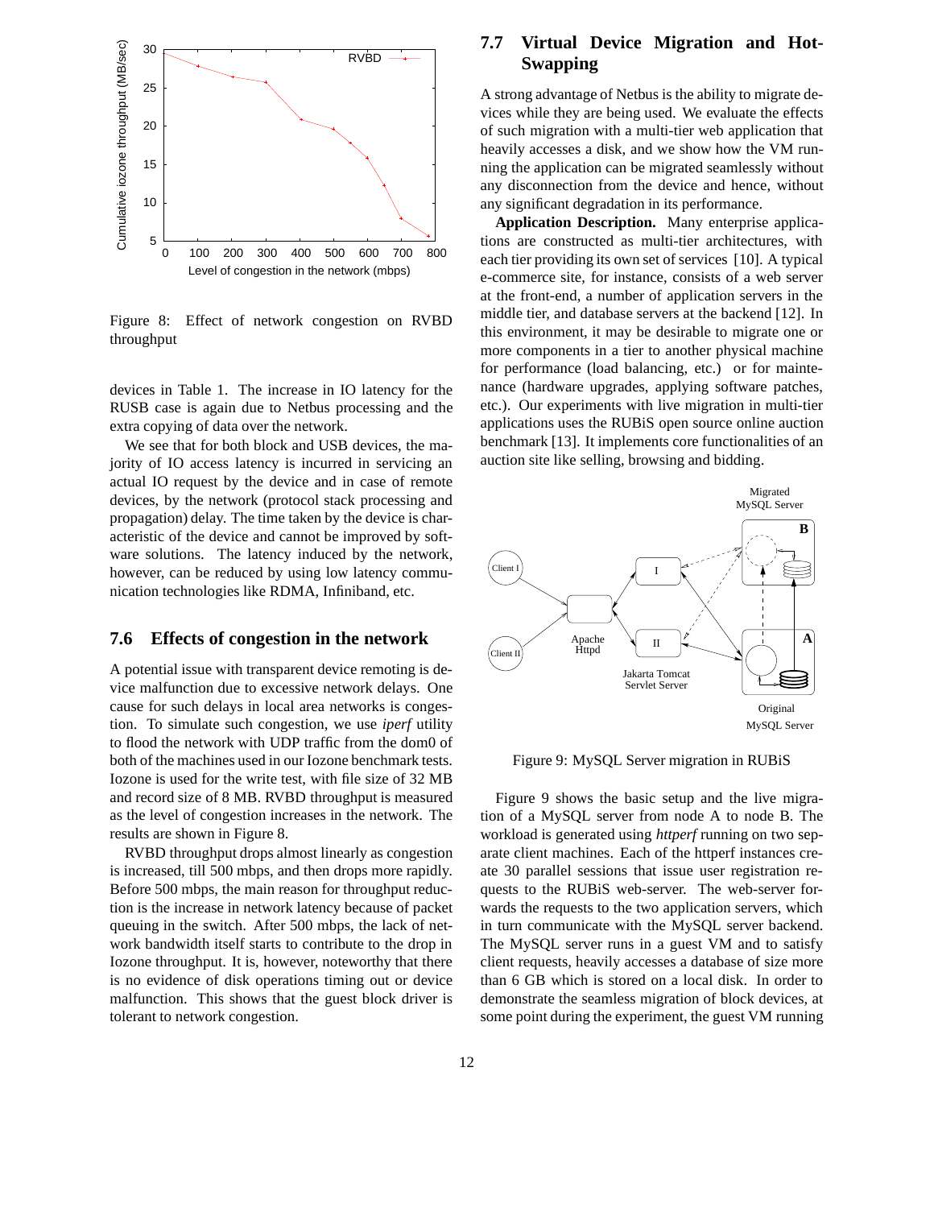Figure 8: Effect of network congestion on RVBD throughput

devices in Table 1. The increase in IO latency for the RUSB case is again due to Netbus processing and the extra copying of data over the network.

We see that for both block and USB devices, the majority of IO access latency is incurred in servicing an actual IO request by the device and in case of remote devices, by the network (protocol stack processing and propagation) delay. The time taken by the device is characteristic of the device and cannot be improved by software solutions. The latency induced by the network, however, can be reduced by using low latency communication technologies like RDMA, Infiniband, etc.

## 7.6 Effects of congestion in the network

A potential issue with transparent device remoting is device malfunction due to excessive network delays. One cause for such delays in local area networks is congestion. To simulate such congestion, we use *iperf* utility to flood the network with UDP traffic from the dom0 of both of the machines used in our Iozone benchmark tests. Iozone is used for the write test, with file size of 32 MB and record size of 8 MB. RVBD throughput is measured as the level of congestion increases in the network. The results are shown in Figure 8.

RVBD throughput drops almost linearly as congestion is increased, till 500 mbps, and then drops more rapidly. Before 500 mbps, the main reason for throughput reduction is the increase in network latency because of packet queuing in the switch. After 500 mbps, the lack of network bandwidth itself starts to contribute to the drop in Iozone throughput. It is, however, noteworthy that there is no evidence of disk operations timing out or device malfunction. This shows that the guest block driver is tolerant to network congestion.

## 7.7 Virtual Device Migration and Hot-Swapping

A strong advantage of Netbus is the ability to migrate devices while they are being used. We evaluate the effects of such migration with a multi-tier web application that heavily accesses a disk, and we show how the VM running the application can be migrated seamlessly without any disconnection from the device and hence, without any significant degradation in its performance.

**Application Description.** Many enterprise applications are constructed as multi-tier architectures, with each tier providing its own set of services [10]. A typical e-commerce site, for instance, consists of a web server at the front-end, a number of application servers in the middle tier, and database servers at the backend [12]. In this environment, it may be desirable to migrate one or more components in a tier to another physical machine for performance (load balancing, etc.) or for maintenance (hardware upgrades, applying software patches, etc.). Our experiments with live migration in multi-tier applications uses the RUBiS open source online auction benchmark [13]. It implements core functionalities of an auction site like selling, browsing and bidding.

Figure 9: MySQL Server migration in RUBiS

Figure 9 shows the basic setup and the live migration of a MySQL server from node A to node B. The workload is generated using *httperf* running on two separate client machines. Each of the httperf instances create 30 parallel sessions that issue user registration requests to the RUBiS web-server. The web-server forwards the requests to the two application servers, which in turn communicate with the MySQL server backend. The MySQL server runs in a guest VM and to satisfy client requests, heavily accesses a database of size more than 6 GB which is stored on a local disk. In order to demonstrate the seamless migration of block devices, at some point during the experiment, the guest VM running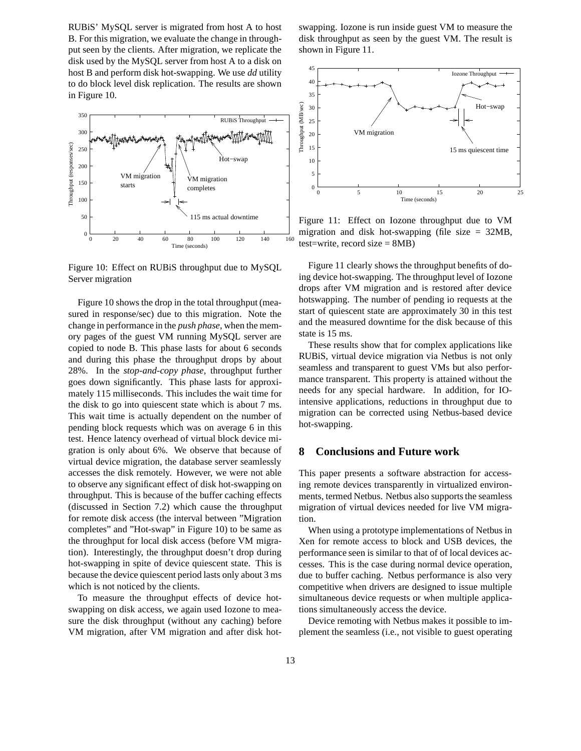RUBiS' MySQL server is migrated from host A to host B. For this migration, we evaluate the change in throughput seen by the clients. After migration, we replicate the disk used by the MySQL server from host A to a disk on host B and perform disk hot-swapping. We use *dd* utility to do block level disk replication. The results are shown in Figure 10.

Figure 10: Effect on RUBiS throughput due to MySQL Server migration

Figure 10 shows the drop in the total throughput (measured in response/sec) due to this migration. Note the change in performance in the *push phase*, when the memory pages of the guest VM running MySQL server are copied to node B. This phase lasts for about 6 seconds and during this phase the throughput drops by about 28%. In the *stop-and-copy phase*, throughput further goes down significantly. This phase lasts for approximately 115 milliseconds. This includes the wait time for the disk to go into quiescent state which is about 7 ms. This wait time is actually dependent on the number of pending block requests which was on average 6 in this test. Hence latency overhead of virtual block device migration is only about 6%. We observe that because of virtual device migration, the database server seamlessly accesses the disk remotely. However, we were not able to observe any significant effect of disk hot-swapping on throughput. This is because of the buffer caching effects (discussed in Section 7.2) which cause the throughput for remote disk access (the interval between "Migration completes" and "Hot-swap" in Figure 10) to be same as the throughput for local disk access (before VM migration). Interestingly, the throughput doesn't drop during hot-swapping in spite of device quiescent state. This is because the device quiescent period lasts only about 3 ms which is not noticed by the clients.

To measure the throughput effects of device hot-swapping on disk access, we again used Iozone to measure the disk throughput (without any caching) before VM migration, after VM migration and after disk hot-swapping. Iozone is run inside guest VM to measure the disk throughput as seen by the guest VM. The result is shown in Figure 11.

Figure 11: Effect on Iozone throughput due to VM migration and disk hot-swapping (file size = 32MB, test=write, record size = 8MB)

Figure 11 clearly shows the throughput benefits of doing device hot-swapping. The throughput level of Iozone drops after VM migration and is restored after device hotswapping. The number of pending io requests at the start of quiescent state are approximately 30 in this test and the measured downtime for the disk because of this state is 15 ms.

These results show that for complex applications like RUBiS, virtual device migration via Netbus is not only seamless and transparent to guest VMs but also performance transparent. This property is attained without the needs for any special hardware. In addition, for IO-intensive applications, reductions in throughput due to migration can be corrected using Netbus-based device hot-swapping.

## 8 Conclusions and Future work

This paper presents a software abstraction for accessing remote devices transparently in virtualized environments, termed Netbus. Netbus also supports the seamless migration of virtual devices needed for live VM migration.

When using a prototype implementations of Netbus in Xen for remote access to block and USB devices, the performance seen is similar to that of of local devices accesses. This is the case during normal device operation, due to buffer caching. Netbus performance is also very competitive when drivers are designed to issue multiple simultaneous device requests or when multiple applications simultaneously access the device.

Device remoting with Netbus makes it possible to implement the seamless (i.e., not visible to guest operating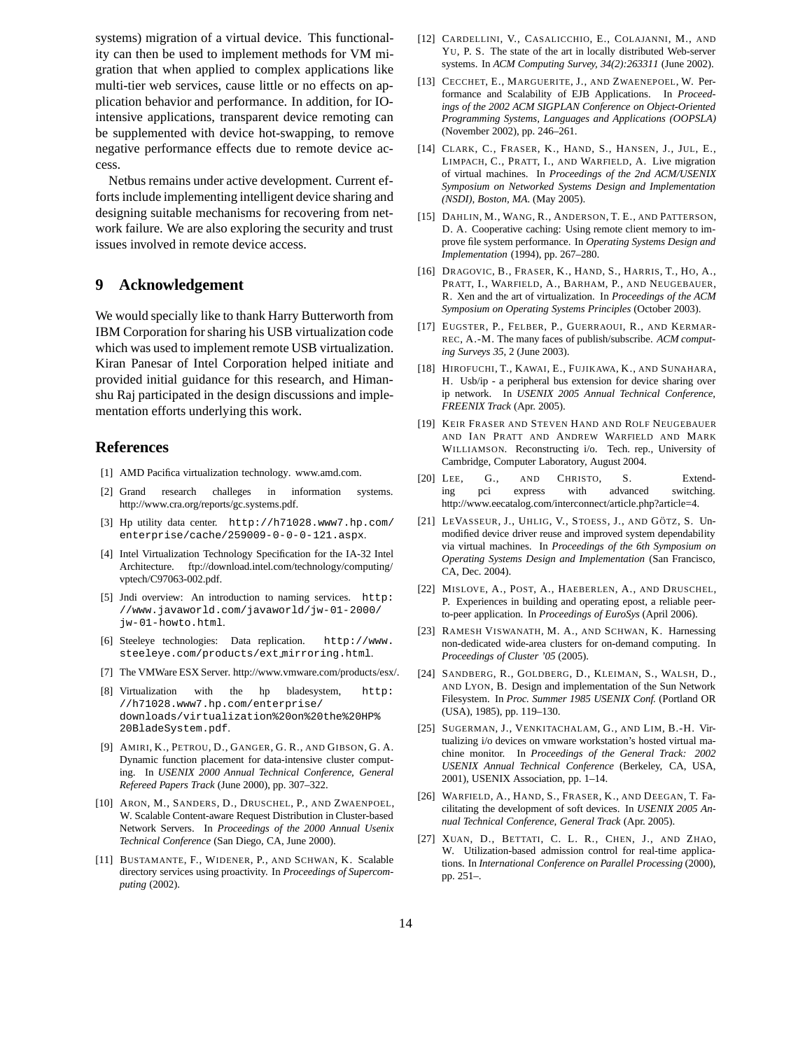systems) migration of a virtual device. This functionality can then be used to implement methods for VM migration that when applied to complex applications like multi-tier web services, cause little or no effects on application behavior and performance. In addition, for IO-intensive applications, transparent device remoting can be supplemented with device hot-swapping, to remove negative performance effects due to remote device access.

Netbus remains under active development. Current efforts include implementing intelligent device sharing and designing suitable mechanisms for recovering from network failure. We are also exploring the security and trust issues involved in remote device access.

## 9 Acknowledgement

We would specially like to thank Harry Butterworth from IBM Corporation for sharing his USB virtualization code which was used to implement remote USB virtualization. Kiran Panesar of Intel Corporation helped initiate and provided initial guidance for this research, and Himanshu Raj participated in the design discussions and implementation efforts underlying this work.

## References

[1] AMD Pacifica virtualization technology. www.amd.com.

[2] Grand research challeges in information systems. http://www.cra.org/reports/gc.systems.pdf.

[3] Hp utility data center. `http://h71028.www7.hp.com/enterprise/cache/259009-0-0-0-121.aspx`.

[4] Intel Virtualization Technology Specification for the IA-32 Intel Architecture. ftp://download.intel.com/technology/computing/vptech/C97063-002.pdf.

[5] Jndi overview: An introduction to naming services. `http://www.javaworld.com/javaworld/jw-01-2000/jw-01-howto.html`.

[6] Steeleye technologies: Data replication. `http://www.steeleye.com/products/ext_mirroring.html`.

[7] The VMWare ESX Server. http://www.vmware.com/products/esx/.

[8] Virtualization with the hp bladesystem, `http://h71028.www7.hp.com/enterprise/downloads/virtualization%20on%20the%20HP%20BladeSystem.pdf`.

[9] Amiri, K., Petrou, D., Ganger, G. R., and Gibson, G. A. Dynamic function placement for data-intensive cluster computing. In *USENIX 2000 Annual Technical Conference, General Refereed Papers Track* (June 2000), pp. 307–322.

[10] Aron, M., Sanders, D., Druschel, P., and Zwaenpoel, W. Scalable Content-aware Request Distribution in Cluster-based Network Servers. In *Proceedings of the 2000 Annual Usenix Technical Conference* (San Diego, CA, June 2000).

[11] Bustamante, F., Widener, P., and Schwan, K. Scalable directory services using proactivity. In *Proceedings of Supercomputing* (2002).

[12] Cardellini, V., Casalicchio, E., Colajanni, M., and Yu, P. S. The state of the art in locally distributed Web-server systems. In *ACM Computing Survey, 34(2):263311* (June 2002).

[13] Cecchet, E., Marguerite, J., and Zwaenepoel, W. Performance and Scalability of EJB Applications. In *Proceedings of the 2002 ACM SIGPLAN Conference on Object-Oriented Programming Systems, Languages and Applications (OOPSLA)* (November 2002), pp. 246–261.

[14] Clark, C., Fraser, K., Hand, S., Hansen, J., Jul, E., Limpach, C., Pratt, I., and Warfield, A. Live migration of virtual machines. In *Proceedings of the 2nd ACM/USENIX Symposium on Networked Systems Design and Implementation (NSDI), Boston, MA.* (May 2005).

[15] Dahlin, M., Wang, R., Anderson, T. E., and Patterson, D. A. Cooperative caching: Using remote client memory to improve file system performance. In *Operating Systems Design and Implementation* (1994), pp. 267–280.

[16] Dragovic, B., Fraser, K., Hand, S., Harris, T., Ho, A., Pratt, I., Warfield, A., Barham, P., and Neugebauer, R. Xen and the art of virtualization. In *Proceedings of the ACM Symposium on Operating Systems Principles* (October 2003).

[17] Eugster, P., Felber, P., Guerraoui, R., and Kermarrec, A.-M. The many faces of publish/subscribe. *ACM computing Surveys 35*, 2 (June 2003).

[18] Hirofuchi, T., Kawai, E., Fujikawa, K., and Sunahara, H. Usb/ip - a peripheral bus extension for device sharing over ip network. In *USENIX 2005 Annual Technical Conference, FREENIX Track* (Apr. 2005).

[19] Keir Fraser and Steven Hand and Rolf Neugebauer and Ian Pratt and Andrew Warfield and Mark Williamson. Reconstructing i/o. Tech. rep., University of Cambridge, Computer Laboratory, August 2004.

[20] Lee, G., and Christo, S. Extending pci express with advanced switching. http://www.eecatalog.com/interconnect/article.php?article=4.

[21] LeVasseur, J., Uhlig, V., Stoess, J., and Götz, S. Unmodified device driver reuse and improved system dependability via virtual machines. In *Proceedings of the 6th Symposium on Operating Systems Design and Implementation* (San Francisco, CA, Dec. 2004).

[22] Mislove, A., Post, A., Haeberlen, A., and Druschel, P. Experiences in building and operating epost, a reliable peer-to-peer application. In *Proceedings of EuroSys* (April 2006).

[23] Ramesh Viswanath, M. A., and Schwan, K. Harnessing non-dedicated wide-area clusters for on-demand computing. In *Proceedings of Cluster '05* (2005).

[24] Sandberg, R., Goldberg, D., Kleiman, S., Walsh, D., and Lyon, B. Design and implementation of the Sun Network Filesystem. In *Proc. Summer 1985 USENIX Conf.* (Portland OR (USA), 1985), pp. 119–130.

[25] Sugerman, J., Venkitachalam, G., and Lim, B.-H. Virtualizing i/o devices on vmware workstation's hosted virtual machine monitor. In *Proceedings of the General Track: 2002 USENIX Annual Technical Conference* (Berkeley, CA, USA, 2001), USENIX Association, pp. 1–14.

[26] Warfield, A., Hand, S., Fraser, K., and Deegan, T. Facilitating the development of soft devices. In *USENIX 2005 Annual Technical Conference, General Track* (Apr. 2005).

[27] Xuan, D., Bettati, C. L. R., Chen, J., and Zhao, W. Utilization-based admission control for real-time applications. In *International Conference on Parallel Processing* (2000), pp. 251–.